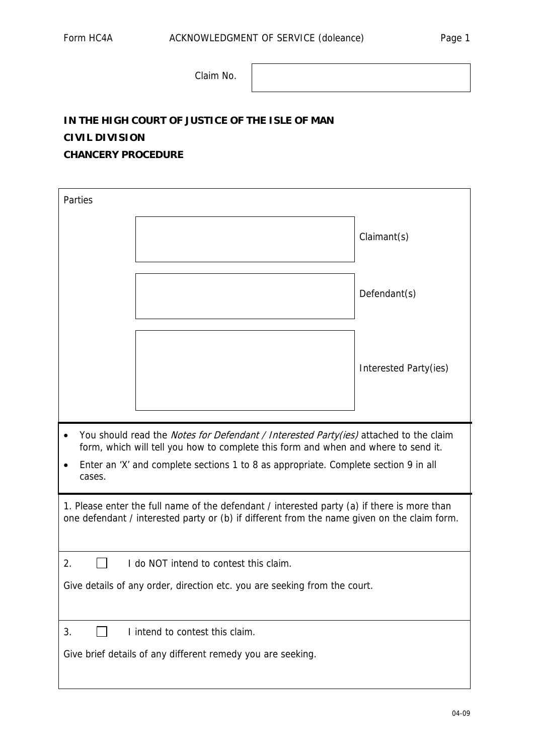Form HC4A ACKNOWLEDGMENT OF SERVICE (doleance)

Claim No.

**IN THE HIGH COURT OF JUSTICE OF THE ISLE OF MAN**
**CIVIL DIVISION**
**CHANCERY PROCEDURE**

Parties

| | |
|---|---|
| | Claimant(s) |
| | Defendant(s) |
| | Interested Party(ies) |

- You should read the *Notes for Defendant / Interested Party(ies)* attached to the claim form, which will tell you how to complete this form and when and where to send it.
- Enter an 'X' and complete sections 1 to 8 as appropriate. Complete section 9 in all cases.

1. Please enter the full name of the defendant / interested party (a) if there is more than one defendant / interested party or (b) if different from the name given on the claim form.

2. ☐ I do NOT intend to contest this claim.

Give details of any order, direction etc. you are seeking from the court.

3. ☐ I intend to contest this claim.

Give brief details of any different remedy you are seeking.

04-09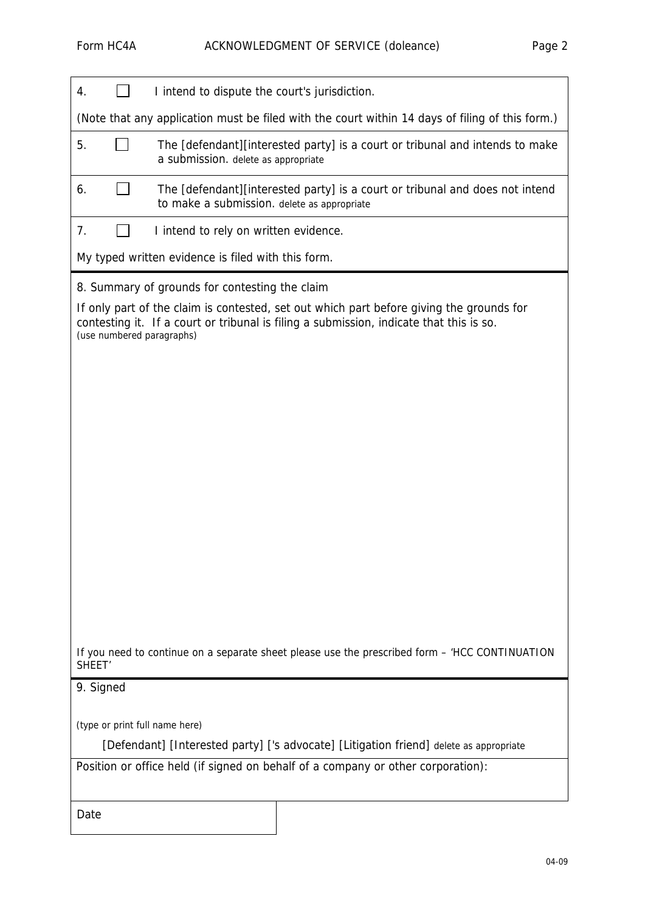4. ☐ I intend to dispute the court's jurisdiction.

(Note that any application must be filed with the court within 14 days of filing of this form.)

5. ☐ The [defendant][interested party] is a court or tribunal and intends to make a submission. delete as appropriate

6. ☐ The [defendant][interested party] is a court or tribunal and does not intend to make a submission. delete as appropriate

7. ☐ I intend to rely on written evidence.

My typed written evidence is filed with this form.

8. Summary of grounds for contesting the claim

If only part of the claim is contested, set out which part before giving the grounds for contesting it. If a court or tribunal is filing a submission, indicate that this is so.
(use numbered paragraphs)

If you need to continue on a separate sheet please use the prescribed form – 'HCC CONTINUATION SHEET'

9. Signed

(type or print full name here)

[Defendant] [Interested party] ['s advocate] [Litigation friend] delete as appropriate

Position or office held (if signed on behalf of a company or other corporation):

Date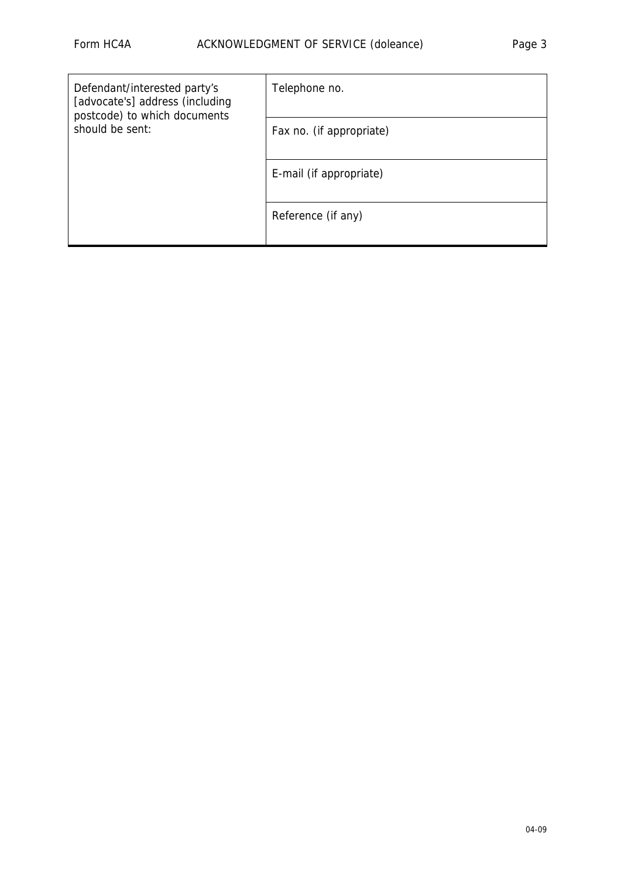| | |
|---|---|
| Defendant/interested party's [advocate's] address (including postcode) to which documents should be sent: | Telephone no. |
| | Fax no. (if appropriate) |
| | E-mail (if appropriate) |
| | Reference (if any) |

04-09